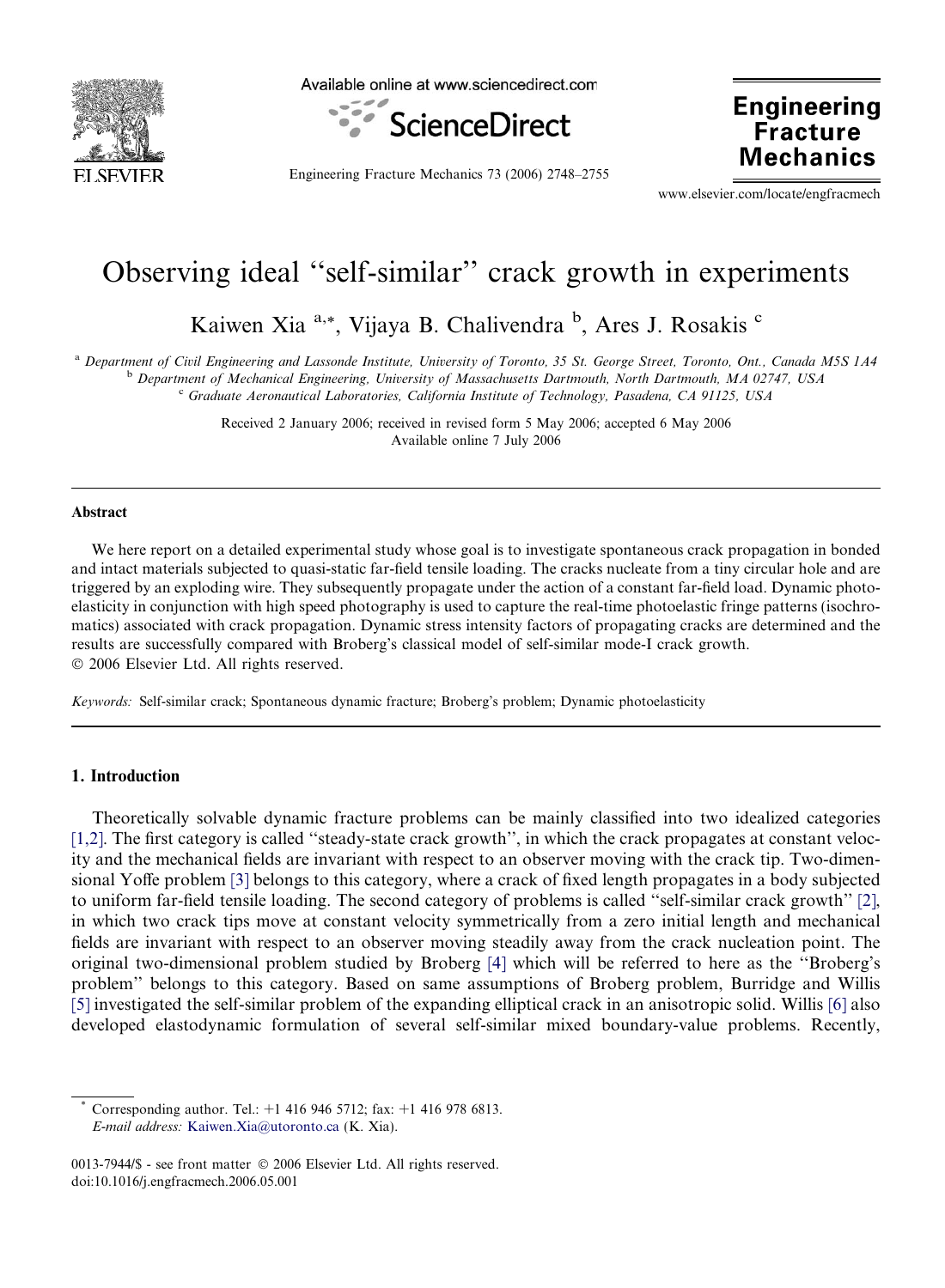# Observing ideal "self-similar" crack growth in experiments

Kaiwen Xia [a,*], Vijaya B. Chalivendra [b], Ares J. Rosakis [c]

[a] Department of Civil Engineering and Lassonde Institute, University of Toronto, 35 St. George Street, Toronto, Ont., Canada M5S 1A4
[b] Department of Mechanical Engineering, University of Massachusetts Dartmouth, North Dartmouth, MA 02747, USA
[c] Graduate Aeronautical Laboratories, California Institute of Technology, Pasadena, CA 91125, USA

Received 2 January 2006; received in revised form 5 May 2006; accepted 6 May 2006
Available online 7 July 2006

## Abstract

We here report on a detailed experimental study whose goal is to investigate spontaneous crack propagation in bonded and intact materials subjected to quasi-static far-field tensile loading. The cracks nucleate from a tiny circular hole and are triggered by an exploding wire. They subsequently propagate under the action of a constant far-field load. Dynamic photoelasticity in conjunction with high speed photography is used to capture the real-time photoelastic fringe patterns (isochromatics) associated with crack propagation. Dynamic stress intensity factors of propagating cracks are determined and the results are successfully compared with Broberg's classical model of self-similar mode-I crack growth.

© 2006 Elsevier Ltd. All rights reserved.

*Keywords:* Self-similar crack; Spontaneous dynamic fracture; Broberg's problem; Dynamic photoelasticity

## 1. Introduction

Theoretically solvable dynamic fracture problems can be mainly classified into two idealized categories [1,2]. The first category is called "steady-state crack growth", in which the crack propagates at constant velocity and the mechanical fields are invariant with respect to an observer moving with the crack tip. Two-dimensional Yoffe problem [3] belongs to this category, where a crack of fixed length propagates in a body subjected to uniform far-field tensile loading. The second category of problems is called "self-similar crack growth" [2], in which two crack tips move at constant velocity symmetrically from a zero initial length and mechanical fields are invariant with respect to an observer moving steadily away from the crack nucleation point. The original two-dimensional problem studied by Broberg [4] which will be referred to here as the "Broberg's problem" belongs to this category. Based on same assumptions of Broberg problem, Burridge and Willis [5] investigated the self-similar problem of the expanding elliptical crack in an anisotropic solid. Willis [6] also developed elastodynamic formulation of several self-similar mixed boundary-value problems. Recently,

* Corresponding author. Tel.: +1 416 946 5712; fax: +1 416 978 6813.
*E-mail address:* Kaiwen.Xia@utoronto.ca (K. Xia).

0013-7944/$ - see front matter © 2006 Elsevier Ltd. All rights reserved.
doi:10.1016/j.engfracmech.2006.05.001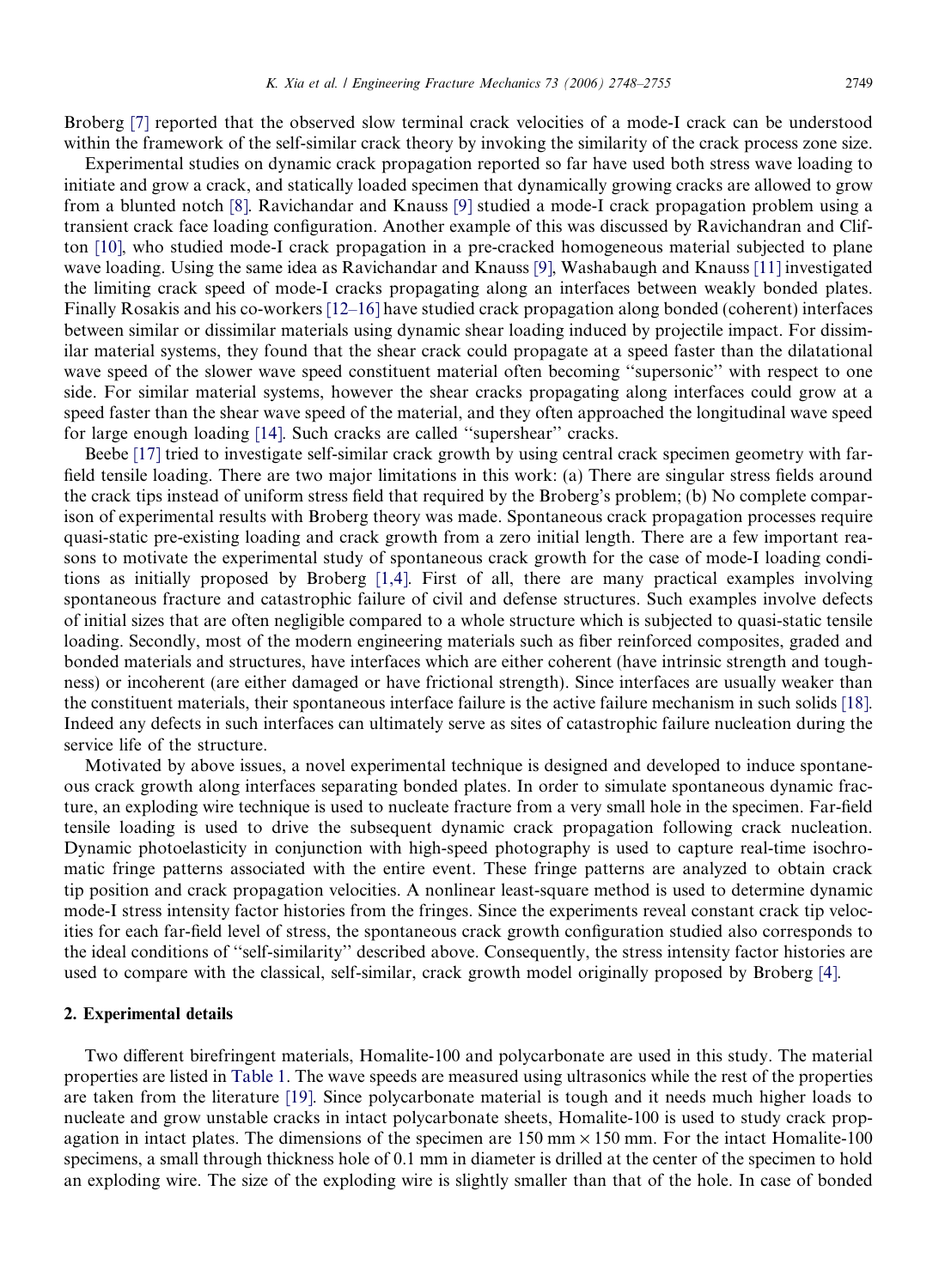Broberg [7] reported that the observed slow terminal crack velocities of a mode-I crack can be understood within the framework of the self-similar crack theory by invoking the similarity of the crack process zone size.

Experimental studies on dynamic crack propagation reported so far have used both stress wave loading to initiate and grow a crack, and statically loaded specimen that dynamically growing cracks are allowed to grow from a blunted notch [8]. Ravichandar and Knauss [9] studied a mode-I crack propagation problem using a transient crack face loading configuration. Another example of this was discussed by Ravichandran and Clifton [10], who studied mode-I crack propagation in a pre-cracked homogeneous material subjected to plane wave loading. Using the same idea as Ravichandar and Knauss [9], Washabaugh and Knauss [11] investigated the limiting crack speed of mode-I cracks propagating along an interfaces between weakly bonded plates. Finally Rosakis and his co-workers [12–16] have studied crack propagation along bonded (coherent) interfaces between similar or dissimilar materials using dynamic shear loading induced by projectile impact. For dissimilar material systems, they found that the shear crack could propagate at a speed faster than the dilatational wave speed of the slower wave speed constituent material often becoming ''supersonic'' with respect to one side. For similar material systems, however the shear cracks propagating along interfaces could grow at a speed faster than the shear wave speed of the material, and they often approached the longitudinal wave speed for large enough loading [14]. Such cracks are called ''supershear'' cracks.

Beebe [17] tried to investigate self-similar crack growth by using central crack specimen geometry with far-field tensile loading. There are two major limitations in this work: (a) There are singular stress fields around the crack tips instead of uniform stress field that required by the Broberg's problem; (b) No complete comparison of experimental results with Broberg theory was made. Spontaneous crack propagation processes require quasi-static pre-existing loading and crack growth from a zero initial length. There are a few important reasons to motivate the experimental study of spontaneous crack growth for the case of mode-I loading conditions as initially proposed by Broberg [1,4]. First of all, there are many practical examples involving spontaneous fracture and catastrophic failure of civil and defense structures. Such examples involve defects of initial sizes that are often negligible compared to a whole structure which is subjected to quasi-static tensile loading. Secondly, most of the modern engineering materials such as fiber reinforced composites, graded and bonded materials and structures, have interfaces which are either coherent (have intrinsic strength and toughness) or incoherent (are either damaged or have frictional strength). Since interfaces are usually weaker than the constituent materials, their spontaneous interface failure is the active failure mechanism in such solids [18]. Indeed any defects in such interfaces can ultimately serve as sites of catastrophic failure nucleation during the service life of the structure.

Motivated by above issues, a novel experimental technique is designed and developed to induce spontaneous crack growth along interfaces separating bonded plates. In order to simulate spontaneous dynamic fracture, an exploding wire technique is used to nucleate fracture from a very small hole in the specimen. Far-field tensile loading is used to drive the subsequent dynamic crack propagation following crack nucleation. Dynamic photoelasticity in conjunction with high-speed photography is used to capture real-time isochromatic fringe patterns associated with the entire event. These fringe patterns are analyzed to obtain crack tip position and crack propagation velocities. A nonlinear least-square method is used to determine dynamic mode-I stress intensity factor histories from the fringes. Since the experiments reveal constant crack tip velocities for each far-field level of stress, the spontaneous crack growth configuration studied also corresponds to the ideal conditions of ''self-similarity'' described above. Consequently, the stress intensity factor histories are used to compare with the classical, self-similar, crack growth model originally proposed by Broberg [4].

## 2. Experimental details

Two different birefringent materials, Homalite-100 and polycarbonate are used in this study. The material properties are listed in Table 1. The wave speeds are measured using ultrasonics while the rest of the properties are taken from the literature [19]. Since polycarbonate material is tough and it needs much higher loads to nucleate and grow unstable cracks in intact polycarbonate sheets, Homalite-100 is used to study crack propagation in intact plates. The dimensions of the specimen are 150 mm × 150 mm. For the intact Homalite-100 specimens, a small through thickness hole of 0.1 mm in diameter is drilled at the center of the specimen to hold an exploding wire. The size of the exploding wire is slightly smaller than that of the hole. In case of bonded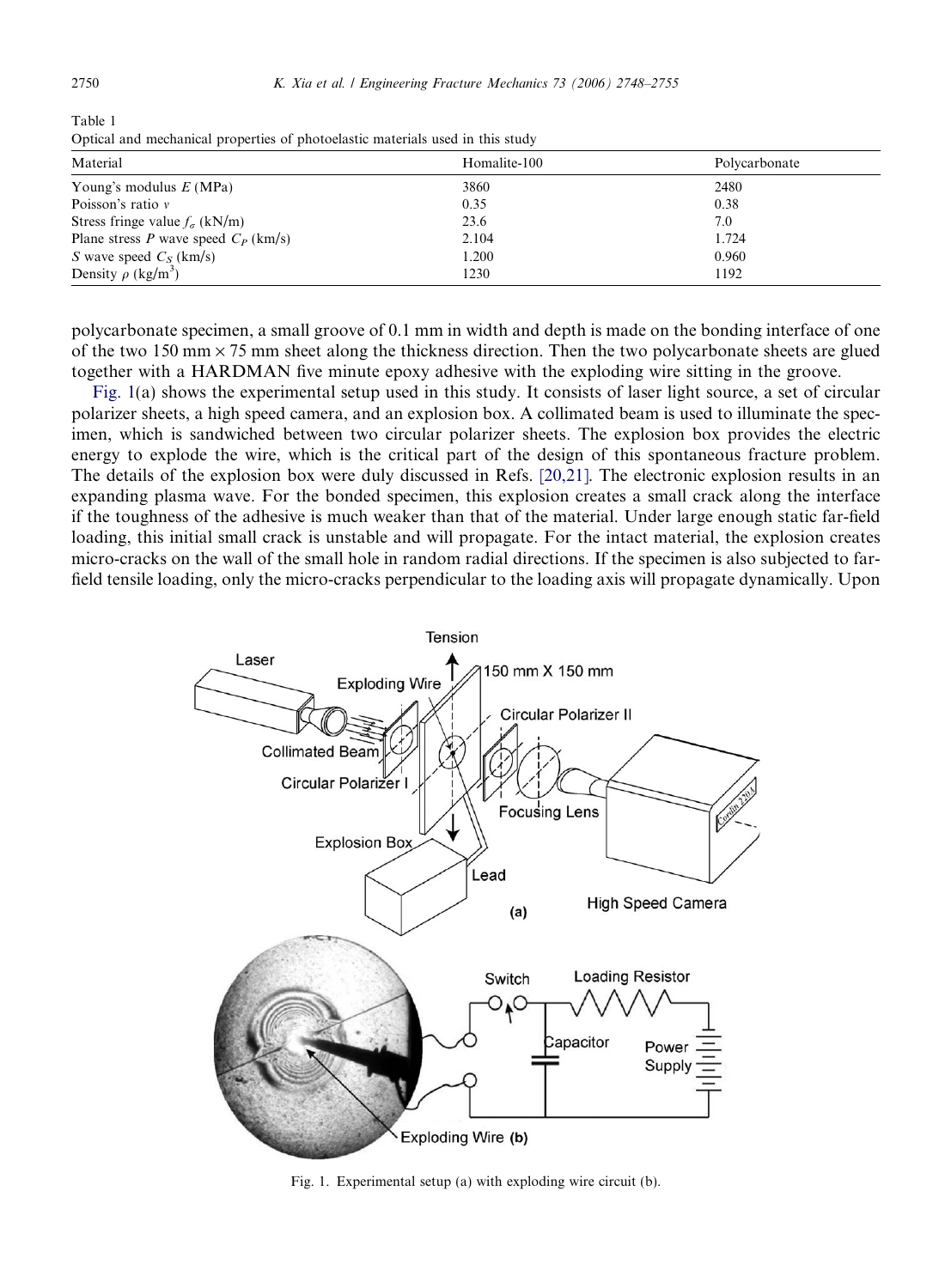Table 1
Optical and mechanical properties of photoelastic materials used in this study

| Material | Homalite-100 | Polycarbonate |
|---|---|---|
| Young's modulus $E$ (MPa) | 3860 | 2480 |
| Poisson's ratio $v$ | 0.35 | 0.38 |
| Stress fringe value $f_{\sigma}$ (kN/m) | 23.6 | 7.0 |
| Plane stress $P$ wave speed $C_P$ (km/s) | 2.104 | 1.724 |
| $S$ wave speed $C_S$ (km/s) | 1.200 | 0.960 |
| Density $\rho$ (kg/m$^3$) | 1230 | 1192 |

polycarbonate specimen, a small groove of 0.1 mm in width and depth is made on the bonding interface of one of the two 150 mm × 75 mm sheet along the thickness direction. Then the two polycarbonate sheets are glued together with a HARDMAN five minute epoxy adhesive with the exploding wire sitting in the groove.

Fig. 1(a) shows the experimental setup used in this study. It consists of laser light source, a set of circular polarizer sheets, a high speed camera, and an explosion box. A collimated beam is used to illuminate the specimen, which is sandwiched between two circular polarizer sheets. The explosion box provides the electric energy to explode the wire, which is the critical part of the design of this spontaneous fracture problem. The details of the explosion box were duly discussed in Refs. [20,21]. The electronic explosion results in an expanding plasma wave. For the bonded specimen, this explosion creates a small crack along the interface if the toughness of the adhesive is much weaker than that of the material. Under large enough static far-field loading, this initial small crack is unstable and will propagate. For the intact material, the explosion creates micro-cracks on the wall of the small hole in random radial directions. If the specimen is also subjected to far-field tensile loading, only the micro-cracks perpendicular to the loading axis will propagate dynamically. Upon

Fig. 1. Experimental setup (a) with exploding wire circuit (b).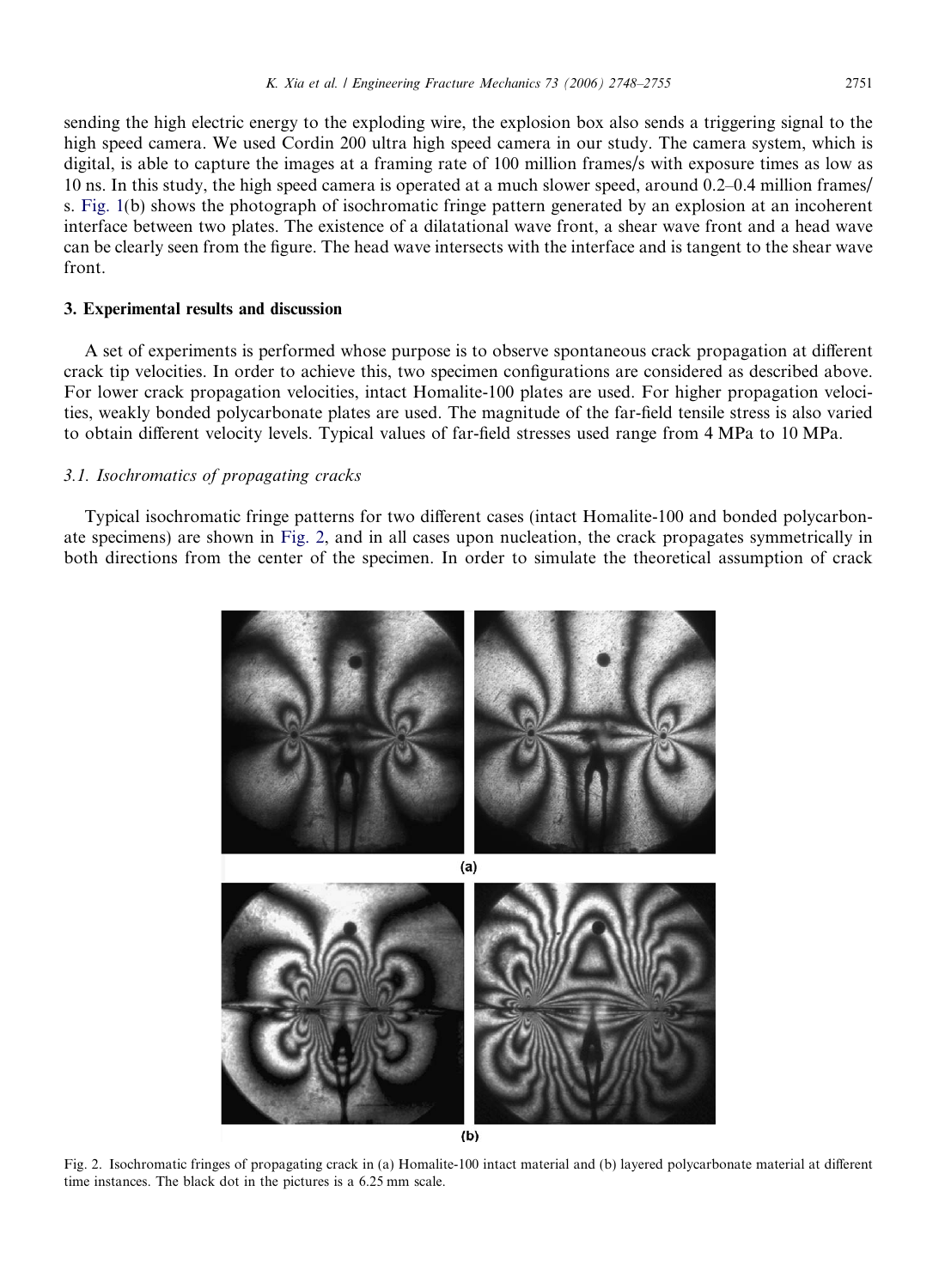sending the high electric energy to the exploding wire, the explosion box also sends a triggering signal to the high speed camera. We used Cordin 200 ultra high speed camera in our study. The camera system, which is digital, is able to capture the images at a framing rate of 100 million frames/s with exposure times as low as 10 ns. In this study, the high speed camera is operated at a much slower speed, around 0.2–0.4 million frames/s. Fig. 1(b) shows the photograph of isochromatic fringe pattern generated by an explosion at an incoherent interface between two plates. The existence of a dilatational wave front, a shear wave front and a head wave can be clearly seen from the figure. The head wave intersects with the interface and is tangent to the shear wave front.

## 3. Experimental results and discussion

A set of experiments is performed whose purpose is to observe spontaneous crack propagation at different crack tip velocities. In order to achieve this, two specimen configurations are considered as described above. For lower crack propagation velocities, intact Homalite-100 plates are used. For higher propagation velocities, weakly bonded polycarbonate plates are used. The magnitude of the far-field tensile stress is also varied to obtain different velocity levels. Typical values of far-field stresses used range from 4 MPa to 10 MPa.

### *3.1. Isochromatics of propagating cracks*

Typical isochromatic fringe patterns for two different cases (intact Homalite-100 and bonded polycarbonate specimens) are shown in Fig. 2, and in all cases upon nucleation, the crack propagates symmetrically in both directions from the center of the specimen. In order to simulate the theoretical assumption of crack

Fig. 2. Isochromatic fringes of propagating crack in (a) Homalite-100 intact material and (b) layered polycarbonate material at different time instances. The black dot in the pictures is a 6.25 mm scale.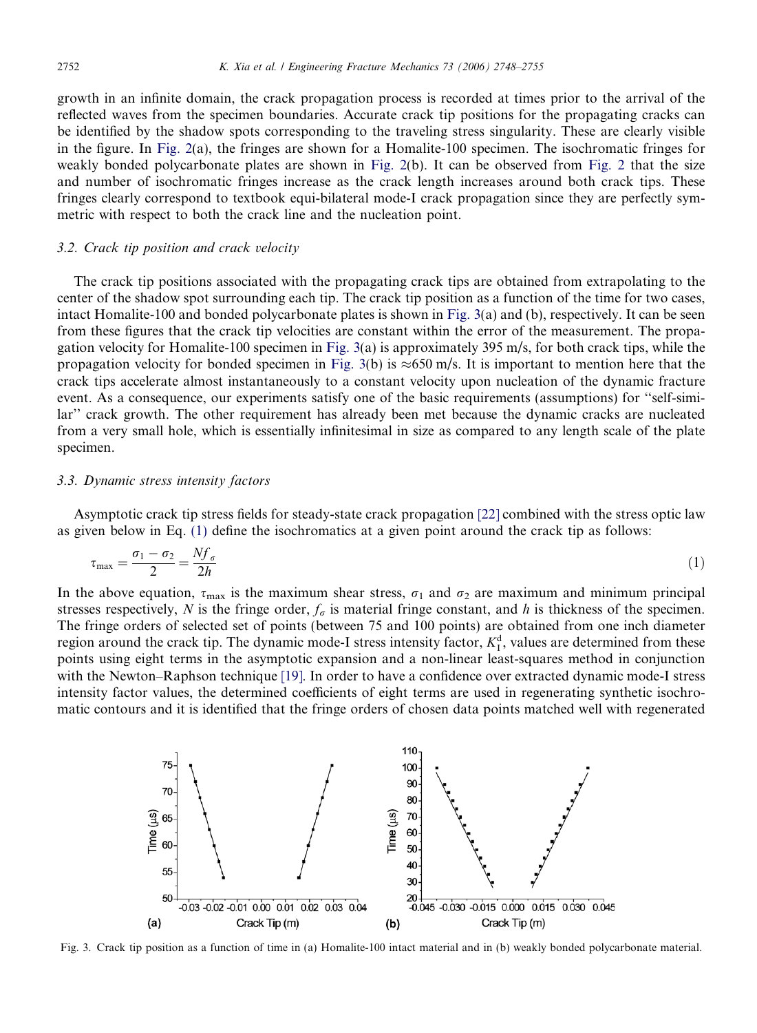growth in an infinite domain, the crack propagation process is recorded at times prior to the arrival of the reflected waves from the specimen boundaries. Accurate crack tip positions for the propagating cracks can be identified by the shadow spots corresponding to the traveling stress singularity. These are clearly visible in the figure. In Fig. 2(a), the fringes are shown for a Homalite-100 specimen. The isochromatic fringes for weakly bonded polycarbonate plates are shown in Fig. 2(b). It can be observed from Fig. 2 that the size and number of isochromatic fringes increase as the crack length increases around both crack tips. These fringes clearly correspond to textbook equi-bilateral mode-I crack propagation since they are perfectly symmetric with respect to both the crack line and the nucleation point.

### 3.2. Crack tip position and crack velocity

The crack tip positions associated with the propagating crack tips are obtained from extrapolating to the center of the shadow spot surrounding each tip. The crack tip position as a function of the time for two cases, intact Homalite-100 and bonded polycarbonate plates is shown in Fig. 3(a) and (b), respectively. It can be seen from these figures that the crack tip velocities are constant within the error of the measurement. The propagation velocity for Homalite-100 specimen in Fig. 3(a) is approximately 395 m/s, for both crack tips, while the propagation velocity for bonded specimen in Fig. 3(b) is ≈650 m/s. It is important to mention here that the crack tips accelerate almost instantaneously to a constant velocity upon nucleation of the dynamic fracture event. As a consequence, our experiments satisfy one of the basic requirements (assumptions) for "self-similar" crack growth. The other requirement has already been met because the dynamic cracks are nucleated from a very small hole, which is essentially infinitesimal in size as compared to any length scale of the plate specimen.

### 3.3. Dynamic stress intensity factors

Asymptotic crack tip stress fields for steady-state crack propagation [22] combined with the stress optic law as given below in Eq. (1) define the isochromatics at a given point around the crack tip as follows:

$$\tau_{\max} = \frac{\sigma_1 - \sigma_2}{2} = \frac{N f_\sigma}{2h} \tag{1}$$

In the above equation, $\tau_{\max}$ is the maximum shear stress, $\sigma_1$ and $\sigma_2$ are maximum and minimum principal stresses respectively, $N$ is the fringe order, $f_\sigma$ is material fringe constant, and $h$ is thickness of the specimen. The fringe orders of selected set of points (between 75 and 100 points) are obtained from one inch diameter region around the crack tip. The dynamic mode-I stress intensity factor, $K_{\mathrm{I}}^{\mathrm{d}}$, values are determined from these points using eight terms in the asymptotic expansion and a non-linear least-squares method in conjunction with the Newton–Raphson technique [19]. In order to have a confidence over extracted dynamic mode-I stress intensity factor values, the determined coefficients of eight terms are used in regenerating synthetic isochromatic contours and it is identified that the fringe orders of chosen data points matched well with regenerated

Fig. 3. Crack tip position as a function of time in (a) Homalite-100 intact material and in (b) weakly bonded polycarbonate material.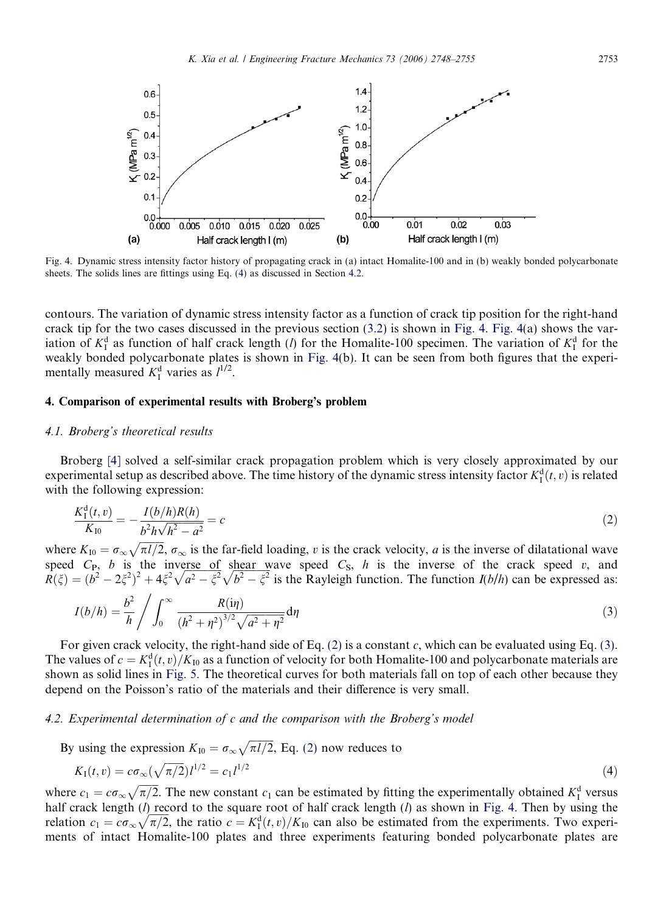Fig. 4. Dynamic stress intensity factor history of propagating crack in (a) intact Homalite-100 and in (b) weakly bonded polycarbonate sheets. The solids lines are fittings using Eq. (4) as discussed in Section 4.2.

contours. The variation of dynamic stress intensity factor as a function of crack tip position for the right-hand crack tip for the two cases discussed in the previous section (3.2) is shown in Fig. 4. Fig. 4(a) shows the variation of $K_I^d$ as function of half crack length ($l$) for the Homalite-100 specimen. The variation of $K_I^d$ for the weakly bonded polycarbonate plates is shown in Fig. 4(b). It can be seen from both figures that the experimentally measured $K_I^d$ varies as $l^{1/2}$.

## 4. Comparison of experimental results with Broberg's problem

### 4.1. Broberg's theoretical results

Broberg [4] solved a self-similar crack propagation problem which is very closely approximated by our experimental setup as described above. The time history of the dynamic stress intensity factor $K_I^d(t, v)$ is related with the following expression:

$$\frac{K_I^d(t,v)}{K_{I0}} = -\frac{I(b/h)R(h)}{b^2 h\sqrt{h^2 - a^2}} = c \tag{2}$$

where $K_{I0} = \sigma_\infty\sqrt{\pi l/2}$, $\sigma_\infty$ is the far-field loading, $v$ is the crack velocity, $a$ is the inverse of dilatational wave speed $C_P$, $b$ is the inverse of shear wave speed $C_S$, $h$ is the inverse of the crack speed $v$, and $R(\xi) = (b^2 - 2\xi^2)^2 + 4\xi^2\sqrt{a^2 - \xi^2}\sqrt{b^2 - \xi^2}$ is the Rayleigh function. The function $I(b/h)$ can be expressed as:

$$I(b/h) = \frac{b^2}{h} \Bigg/ \int_0^\infty \frac{R(\mathrm{i}\eta)}{(h^2 + \eta^2)^{3/2}\sqrt{a^2 + \eta^2}} \mathrm{d}\eta \tag{3}$$

For given crack velocity, the right-hand side of Eq. (2) is a constant $c$, which can be evaluated using Eq. (3). The values of $c = K_I^d(t, v)/K_{I0}$ as a function of velocity for both Homalite-100 and polycarbonate materials are shown as solid lines in Fig. 5. The theoretical curves for both materials fall on top of each other because they depend on the Poisson's ratio of the materials and their difference is very small.

### 4.2. Experimental determination of c and the comparison with the Broberg's model

By using the expression $K_{I0} = \sigma_\infty\sqrt{\pi l/2}$, Eq. (2) now reduces to

$$K_I(t,v) = c\sigma_\infty(\sqrt{\pi/2})l^{1/2} = c_1 l^{1/2} \tag{4}$$

where $c_1 = c\sigma_\infty\sqrt{\pi/2}$. The new constant $c_1$ can be estimated by fitting the experimentally obtained $K_I^d$ versus half crack length ($l$) record to the square root of half crack length ($l$) as shown in Fig. 4. Then by using the relation $c_1 = c\sigma_\infty\sqrt{\pi/2}$, the ratio $c = K_I^d(t, v)/K_{I0}$ can also be estimated from the experiments. Two experiments of intact Homalite-100 plates and three experiments featuring bonded polycarbonate plates are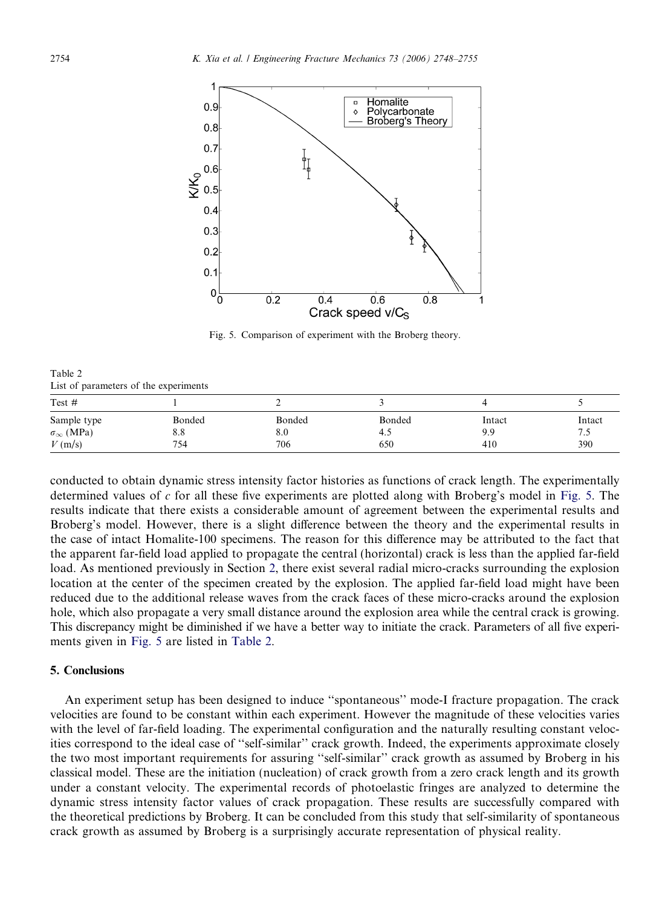1

0.9

0.8

0.7

0.6

0.5

0.4

0.3

0.2

0.1

0

$K/K_0$

0

0.2

0.4

0.6

0.8

1

Crack speed $v/C_S$

Homalite

Polycarbonate

Broberg's Theory

Fig. 5. Comparison of experiment with the Broberg theory.

Table 2
List of parameters of the experiments

| Test # | 1 | 2 | 3 | 4 | 5 |
|---|---|---|---|---|---|
| Sample type | Bonded | Bonded | Bonded | Intact | Intact |
| $\sigma_\infty$ (MPa) | 8.8 | 8.0 | 4.5 | 9.9 | 7.5 |
| $V$ (m/s) | 754 | 706 | 650 | 410 | 390 |

conducted to obtain dynamic stress intensity factor histories as functions of crack length. The experimentally determined values of $c$ for all these five experiments are plotted along with Broberg's model in Fig. 5. The results indicate that there exists a considerable amount of agreement between the experimental results and Broberg's model. However, there is a slight difference between the theory and the experimental results in the case of intact Homalite-100 specimens. The reason for this difference may be attributed to the fact that the apparent far-field load applied to propagate the central (horizontal) crack is less than the applied far-field load. As mentioned previously in Section 2, there exist several radial micro-cracks surrounding the explosion location at the center of the specimen created by the explosion. The applied far-field load might have been reduced due to the additional release waves from the crack faces of these micro-cracks around the explosion hole, which also propagate a very small distance around the explosion area while the central crack is growing. This discrepancy might be diminished if we have a better way to initiate the crack. Parameters of all five experiments given in Fig. 5 are listed in Table 2.

## 5. Conclusions

An experiment setup has been designed to induce ''spontaneous'' mode-I fracture propagation. The crack velocities are found to be constant within each experiment. However the magnitude of these velocities varies with the level of far-field loading. The experimental configuration and the naturally resulting constant velocities correspond to the ideal case of ''self-similar'' crack growth. Indeed, the experiments approximate closely the two most important requirements for assuring ''self-similar'' crack growth as assumed by Broberg in his classical model. These are the initiation (nucleation) of crack growth from a zero crack length and its growth under a constant velocity. The experimental records of photoelastic fringes are analyzed to determine the dynamic stress intensity factor values of crack propagation. These results are successfully compared with the theoretical predictions by Broberg. It can be concluded from this study that self-similarity of spontaneous crack growth as assumed by Broberg is a surprisingly accurate representation of physical reality.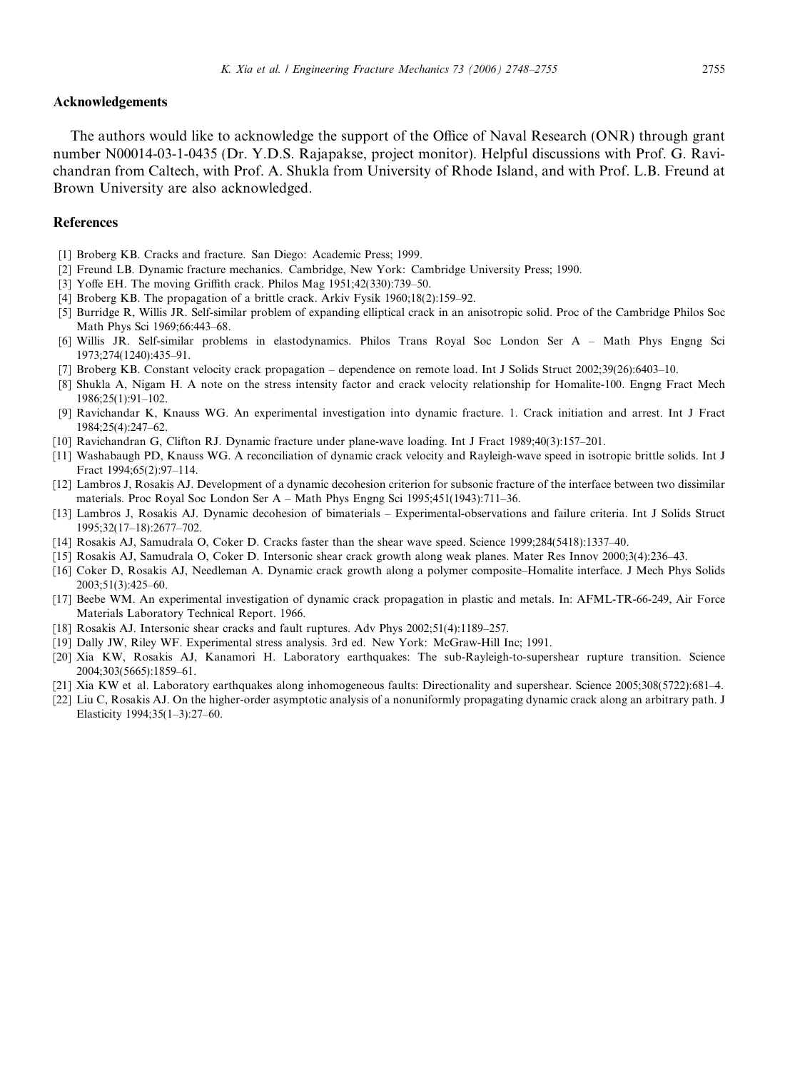## Acknowledgements

The authors would like to acknowledge the support of the Office of Naval Research (ONR) through grant number N00014-03-1-0435 (Dr. Y.D.S. Rajapakse, project monitor). Helpful discussions with Prof. G. Ravichandran from Caltech, with Prof. A. Shukla from University of Rhode Island, and with Prof. L.B. Freund at Brown University are also acknowledged.

## References

[1] Broberg KB. Cracks and fracture. San Diego: Academic Press; 1999.

[2] Freund LB. Dynamic fracture mechanics. Cambridge, New York: Cambridge University Press; 1990.

[3] Yoffe EH. The moving Griffith crack. Philos Mag 1951;42(330):739–50.

[4] Broberg KB. The propagation of a brittle crack. Arkiv Fysik 1960;18(2):159–92.

[5] Burridge R, Willis JR. Self-similar problem of expanding elliptical crack in an anisotropic solid. Proc of the Cambridge Philos Soc Math Phys Sci 1969;66:443–68.

[6] Willis JR. Self-similar problems in elastodynamics. Philos Trans Royal Soc London Ser A – Math Phys Engng Sci 1973;274(1240):435–91.

[7] Broberg KB. Constant velocity crack propagation – dependence on remote load. Int J Solids Struct 2002;39(26):6403–10.

[8] Shukla A, Nigam H. A note on the stress intensity factor and crack velocity relationship for Homalite-100. Engng Fract Mech 1986;25(1):91–102.

[9] Ravichandar K, Knauss WG. An experimental investigation into dynamic fracture. 1. Crack initiation and arrest. Int J Fract 1984;25(4):247–62.

[10] Ravichandran G, Clifton RJ. Dynamic fracture under plane-wave loading. Int J Fract 1989;40(3):157–201.

[11] Washabaugh PD, Knauss WG. A reconciliation of dynamic crack velocity and Rayleigh-wave speed in isotropic brittle solids. Int J Fract 1994;65(2):97–114.

[12] Lambros J, Rosakis AJ. Development of a dynamic decohesion criterion for subsonic fracture of the interface between two dissimilar materials. Proc Royal Soc London Ser A – Math Phys Engng Sci 1995;451(1943):711–36.

[13] Lambros J, Rosakis AJ. Dynamic decohesion of bimaterials – Experimental-observations and failure criteria. Int J Solids Struct 1995;32(17–18):2677–702.

[14] Rosakis AJ, Samudrala O, Coker D. Cracks faster than the shear wave speed. Science 1999;284(5418):1337–40.

[15] Rosakis AJ, Samudrala O, Coker D. Intersonic shear crack growth along weak planes. Mater Res Innov 2000;3(4):236–43.

[16] Coker D, Rosakis AJ, Needleman A. Dynamic crack growth along a polymer composite–Homalite interface. J Mech Phys Solids 2003;51(3):425–60.

[17] Beebe WM. An experimental investigation of dynamic crack propagation in plastic and metals. In: AFML-TR-66-249, Air Force Materials Laboratory Technical Report. 1966.

[18] Rosakis AJ. Intersonic shear cracks and fault ruptures. Adv Phys 2002;51(4):1189–257.

[19] Dally JW, Riley WF. Experimental stress analysis. 3rd ed. New York: McGraw-Hill Inc; 1991.

[20] Xia KW, Rosakis AJ, Kanamori H. Laboratory earthquakes: The sub-Rayleigh-to-supershear rupture transition. Science 2004;303(5665):1859–61.

[21] Xia KW et al. Laboratory earthquakes along inhomogeneous faults: Directionality and supershear. Science 2005;308(5722):681–4.

[22] Liu C, Rosakis AJ. On the higher-order asymptotic analysis of a nonuniformly propagating dynamic crack along an arbitrary path. J Elasticity 1994;35(1–3):27–60.